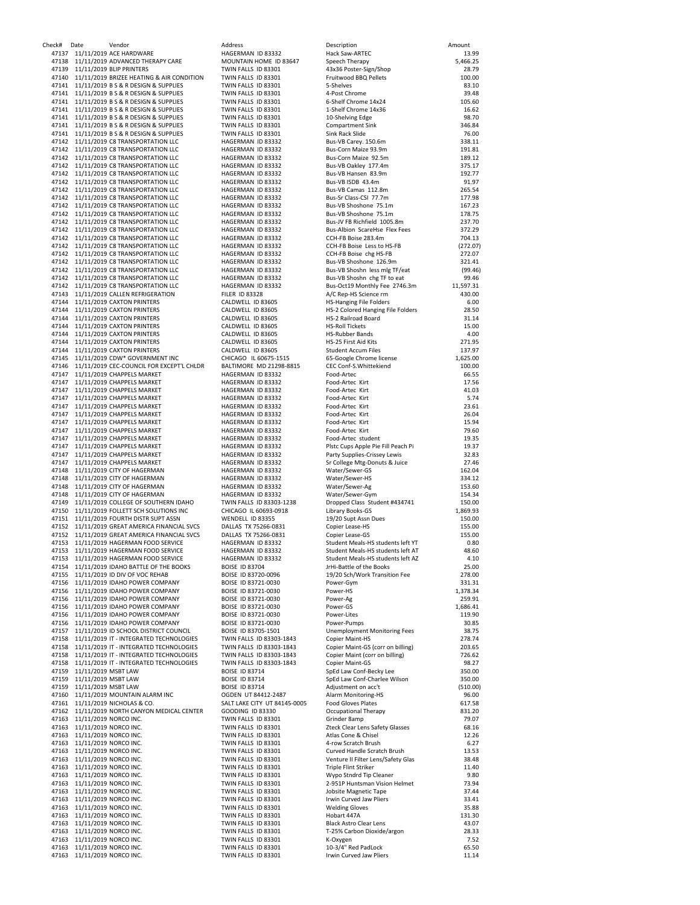| Check# | Date | Vendor | Address | Description | Amount |
|---|---|---|---|---|---|
| 47137 | 11/11/2019 | ACE HARDWARE | HAGERMAN ID 83332 | Hack Saw-ARTEC | 13.99 |
| 47138 | 11/11/2019 | ADVANCED THERAPY CARE | MOUNTAIN HOME ID 83647 | Speech Therapy | 5,466.25 |
| 47139 | 11/11/2019 | BLIP PRINTERS | TWIN FALLS ID 83301 | 43x36 Poster-Sign/Shop | 28.79 |
| 47140 | 11/11/2019 | BRIZEE HEATING & AIR CONDITION | TWIN FALLS ID 83301 | Fruitwood BBQ Pellets | 100.00 |
| 47141 | 11/11/2019 | B S & R DESIGN & SUPPLIES | TWIN FALLS ID 83301 | 5-Shelves | 83.10 |
| 47141 | 11/11/2019 | B S & R DESIGN & SUPPLIES | TWIN FALLS ID 83301 | 4-Post Chrome | 39.48 |
| 47141 | 11/11/2019 | B S & R DESIGN & SUPPLIES | TWIN FALLS ID 83301 | 6-Shelf Chrome 14x24 | 105.60 |
| 47141 | 11/11/2019 | B S & R DESIGN & SUPPLIES | TWIN FALLS ID 83301 | 1-Shelf Chrome 14x36 | 16.62 |
| 47141 | 11/11/2019 | B S & R DESIGN & SUPPLIES | TWIN FALLS ID 83301 | 10-Shelving Edge | 98.70 |
| 47141 | 11/11/2019 | B S & R DESIGN & SUPPLIES | TWIN FALLS ID 83301 | Compartment Sink | 346.84 |
| 47141 | 11/11/2019 | B S & R DESIGN & SUPPLIES | TWIN FALLS ID 83301 | Sink Rack Slide | 76.00 |
| 47142 | 11/11/2019 | C8 TRANSPORTATION LLC | HAGERMAN ID 83332 | Bus-VB Carey. 150.6m | 338.11 |
| 47142 | 11/11/2019 | C8 TRANSPORTATION LLC | HAGERMAN ID 83332 | Bus-Corn Maize 93.9m | 191.81 |
| 47142 | 11/11/2019 | C8 TRANSPORTATION LLC | HAGERMAN ID 83332 | Bus-Corn Maize 92.5m | 189.12 |
| 47142 | 11/11/2019 | C8 TRANSPORTATION LLC | HAGERMAN ID 83332 | Bus-VB Oakley 177.4m | 375.17 |
| 47142 | 11/11/2019 | C8 TRANSPORTATION LLC | HAGERMAN ID 83332 | Bus-VB Hansen 83.9m | 192.77 |
| 47142 | 11/11/2019 | C8 TRANSPORTATION LLC | HAGERMAN ID 83332 | Bus-VB ISDB 43.4m | 91.97 |
| 47142 | 11/11/2019 | C8 TRANSPORTATION LLC | HAGERMAN ID 83332 | Bus-VB Camas 112.8m | 265.54 |
| 47142 | 11/11/2019 | C8 TRANSPORTATION LLC | HAGERMAN ID 83332 | Bus-Sr Class-CSI 77.7m | 177.98 |
| 47142 | 11/11/2019 | C8 TRANSPORTATION LLC | HAGERMAN ID 83332 | Bus-VB Shoshone 75.1m | 167.23 |
| 47142 | 11/11/2019 | C8 TRANSPORTATION LLC | HAGERMAN ID 83332 | Bus-VB Shoshone 75.1m | 178.75 |
| 47142 | 11/11/2019 | C8 TRANSPORTATION LLC | HAGERMAN ID 83332 | Bus-JV FB Richfield 1005.8m | 237.70 |
| 47142 | 11/11/2019 | C8 TRANSPORTATION LLC | HAGERMAN ID 83332 | Bus-Albion ScareHse Flex Fees | 372.29 |
| 47142 | 11/11/2019 | C8 TRANSPORTATION LLC | HAGERMAN ID 83332 | CCH-FB Boise 283.4m | 704.13 |
| 47142 | 11/11/2019 | C8 TRANSPORTATION LLC | HAGERMAN ID 83332 | CCH-FB Boise Less to HS-FB | (272.07) |
| 47142 | 11/11/2019 | C8 TRANSPORTATION LLC | HAGERMAN ID 83332 | CCH-FB Boise chg HS-FB | 272.07 |
| 47142 | 11/11/2019 | C8 TRANSPORTATION LLC | HAGERMAN ID 83332 | Bus-VB Shoshone 126.9m | 321.41 |
| 47142 | 11/11/2019 | C8 TRANSPORTATION LLC | HAGERMAN ID 83332 | Bus-VB Shoshn less mlg TF/eat | (99.46) |
| 47142 | 11/11/2019 | C8 TRANSPORTATION LLC | HAGERMAN ID 83332 | Bus-VB Shoshn chg TF to eat | 99.46 |
| 47142 | 11/11/2019 | C8 TRANSPORTATION LLC | HAGERMAN ID 83332 | Bus-Oct19 Monthly Fee 2746.3m | 11,597.31 |
| 47143 | 11/11/2019 | CALLEN REFRIGERATION | FILER ID 83328 | A/C Rep-HS Science rm | 430.00 |
| 47144 | 11/11/2019 | CAXTON PRINTERS | CALDWELL ID 83605 | HS-Hanging File Folders | 6.00 |
| 47144 | 11/11/2019 | CAXTON PRINTERS | CALDWELL ID 83605 | HS-2 Colored Hanging File Folders | 28.50 |
| 47144 | 11/11/2019 | CAXTON PRINTERS | CALDWELL ID 83605 | HS-2 Railroad Board | 31.14 |
| 47144 | 11/11/2019 | CAXTON PRINTERS | CALDWELL ID 83605 | HS-Roll Tickets | 15.00 |
| 47144 | 11/11/2019 | CAXTON PRINTERS | CALDWELL ID 83605 | HS-Rubber Bands | 4.00 |
| 47144 | 11/11/2019 | CAXTON PRINTERS | CALDWELL ID 83605 | HS-25 First Aid Kits | 271.95 |
| 47144 | 11/11/2019 | CAXTON PRINTERS | CALDWELL ID 83605 | Student Accum Files | 137.97 |
| 47145 | 11/11/2019 | CDW* GOVERNMENT INC | CHICAGO IL 60675-1515 | 65-Google Chrome license | 1,625.00 |
| 47146 | 11/11/2019 | CEC-COUNCIL FOR EXCEPT'L CHLDR | BALTIMORE MD 21298-8815 | CEC Conf-S.Whittekiend | 100.00 |
| 47147 | 11/11/2019 | CHAPPELS MARKET | HAGERMAN ID 83332 | Food-Artec | 66.55 |
| 47147 | 11/11/2019 | CHAPPELS MARKET | HAGERMAN ID 83332 | Food-Artec Kirt | 17.56 |
| 47147 | 11/11/2019 | CHAPPELS MARKET | HAGERMAN ID 83332 | Food-Artec Kirt | 41.03 |
| 47147 | 11/11/2019 | CHAPPELS MARKET | HAGERMAN ID 83332 | Food-Artec Kirt | 5.74 |
| 47147 | 11/11/2019 | CHAPPELS MARKET | HAGERMAN ID 83332 | Food-Artec Kirt | 23.61 |
| 47147 | 11/11/2019 | CHAPPELS MARKET | HAGERMAN ID 83332 | Food-Artec Kirt | 26.04 |
| 47147 | 11/11/2019 | CHAPPELS MARKET | HAGERMAN ID 83332 | Food-Artec Kirt | 15.94 |
| 47147 | 11/11/2019 | CHAPPELS MARKET | HAGERMAN ID 83332 | Food-Artec Kirt | 79.60 |
| 47147 | 11/11/2019 | CHAPPELS MARKET | HAGERMAN ID 83332 | Food-Artec student | 19.35 |
| 47147 | 11/11/2019 | CHAPPELS MARKET | HAGERMAN ID 83332 | Plstc Cups Apple Pie Fill Peach Pi | 19.37 |
| 47147 | 11/11/2019 | CHAPPELS MARKET | HAGERMAN ID 83332 | Party Supplies-Crissey Lewis | 32.83 |
| 47147 | 11/11/2019 | CHAPPELS MARKET | HAGERMAN ID 83332 | Sr College Mtg-Donuts & Juice | 27.46 |
| 47148 | 11/11/2019 | CITY OF HAGERMAN | HAGERMAN ID 83332 | Water/Sewer-GS | 162.04 |
| 47148 | 11/11/2019 | CITY OF HAGERMAN | HAGERMAN ID 83332 | Water/Sewer-HS | 334.12 |
| 47148 | 11/11/2019 | CITY OF HAGERMAN | HAGERMAN ID 83332 | Water/Sewer-Ag | 153.60 |
| 47148 | 11/11/2019 | CITY OF HAGERMAN | HAGERMAN ID 83332 | Water/Sewer-Gym | 154.34 |
| 47149 | 11/11/2019 | COLLEGE OF SOUTHERN IDAHO | TWIN FALLS ID 83303-1238 | Dropped Class Student #434741 | 150.00 |
| 47150 | 11/11/2019 | FOLLETT SCH SOLUTIONS INC | CHICAGO IL 60693-0918 | Library Books-GS | 1,869.93 |
| 47151 | 11/11/2019 | FOURTH DISTR SUPT ASSN | WENDELL ID 83355 | 19/20 Supt Assn Dues | 150.00 |
| 47152 | 11/11/2019 | GREAT AMERICA FINANCIAL SVCS | DALLAS TX 75266-0831 | Copier Lease-HS | 155.00 |
| 47152 | 11/11/2019 | GREAT AMERICA FINANCIAL SVCS | DALLAS TX 75266-0831 | Copier Lease-GS | 155.00 |
| 47153 | 11/11/2019 | HAGERMAN FOOD SERVICE | HAGERMAN ID 83332 | Student Meals-HS students left YT | 0.80 |
| 47153 | 11/11/2019 | HAGERMAN FOOD SERVICE | HAGERMAN ID 83332 | Student Meals-HS students left AT | 48.60 |
| 47153 | 11/11/2019 | HAGERMAN FOOD SERVICE | HAGERMAN ID 83332 | Student Meals-HS students left AZ | 4.10 |
| 47154 | 11/11/2019 | IDAHO BATTLE OF THE BOOKS | BOISE ID 83704 | JrHi-Battle of the Books | 25.00 |
| 47155 | 11/11/2019 | ID DIV OF VOC REHAB | BOISE ID 83720-0096 | 19/20 Sch/Work Transition Fee | 278.00 |
| 47156 | 11/11/2019 | IDAHO POWER COMPANY | BOISE ID 83721-0030 | Power-Gym | 331.31 |
| 47156 | 11/11/2019 | IDAHO POWER COMPANY | BOISE ID 83721-0030 | Power-HS | 1,378.34 |
| 47156 | 11/11/2019 | IDAHO POWER COMPANY | BOISE ID 83721-0030 | Power-Ag | 259.91 |
| 47156 | 11/11/2019 | IDAHO POWER COMPANY | BOISE ID 83721-0030 | Power-GS | 1,686.41 |
| 47156 | 11/11/2019 | IDAHO POWER COMPANY | BOISE ID 83721-0030 | Power-Lites | 119.90 |
| 47156 | 11/11/2019 | IDAHO POWER COMPANY | BOISE ID 83721-0030 | Power-Pumps | 30.85 |
| 47157 | 11/11/2019 | ID SCHOOL DISTRICT COUNCIL | BOISE ID 83705-1501 | Unemployment Monitoring Fees | 38.75 |
| 47158 | 11/11/2019 | IT - INTEGRATED TECHNOLOGIES | TWIN FALLS ID 83303-1843 | Copier Maint-HS | 278.74 |
| 47158 | 11/11/2019 | IT - INTEGRATED TECHNOLOGIES | TWIN FALLS ID 83303-1843 | Copier Maint-GS (corr on billing) | 203.65 |
| 47158 | 11/11/2019 | IT - INTEGRATED TECHNOLOGIES | TWIN FALLS ID 83303-1843 | Copier Maint (corr on billing) | 726.62 |
| 47158 | 11/11/2019 | IT - INTEGRATED TECHNOLOGIES | TWIN FALLS ID 83303-1843 | Copier Maint-GS | 98.27 |
| 47159 | 11/11/2019 | MSBT LAW | BOISE ID 83714 | SpEd Law Conf-Becky Lee | 350.00 |
| 47159 | 11/11/2019 | MSBT LAW | BOISE ID 83714 | SpEd Law Conf-Charlee Wilson | 350.00 |
| 47159 | 11/11/2019 | MSBT LAW | BOISE ID 83714 | Adjustment on acc't | (510.00) |
| 47160 | 11/11/2019 | MOUNTAIN ALARM INC | OGDEN UT 84412-2487 | Alarm Monitoring-HS | 96.00 |
| 47161 | 11/11/2019 | NICHOLAS & CO. | SALT LAKE CITY UT 84145-0005 | Food Gloves Plates | 617.58 |
| 47162 | 11/11/2019 | NORTH CANYON MEDICAL CENTER | GOODING ID 83330 | Occupational Therapy | 831.20 |
| 47163 | 11/11/2019 | NORCO INC. | TWIN FALLS ID 83301 | Grinder 8amp | 79.07 |
| 47163 | 11/11/2019 | NORCO INC. | TWIN FALLS ID 83301 | Zteck Clear Lens Safety Glasses | 68.16 |
| 47163 | 11/11/2019 | NORCO INC. | TWIN FALLS ID 83301 | Atlas Cone & Chisel | 12.26 |
| 47163 | 11/11/2019 | NORCO INC. | TWIN FALLS ID 83301 | 4-row Scratch Brush | 6.27 |
| 47163 | 11/11/2019 | NORCO INC. | TWIN FALLS ID 83301 | Curved Handle Scratch Brush | 13.53 |
| 47163 | 11/11/2019 | NORCO INC. | TWIN FALLS ID 83301 | Venture II Filter Lens/Safety Glas | 38.48 |
| 47163 | 11/11/2019 | NORCO INC. | TWIN FALLS ID 83301 | Triple Flint Striker | 11.40 |
| 47163 | 11/11/2019 | NORCO INC. | TWIN FALLS ID 83301 | Wypo Stndrd Tip Cleaner | 9.80 |
| 47163 | 11/11/2019 | NORCO INC. | TWIN FALLS ID 83301 | 2-951P Huntsman Vision Helmet | 73.94 |
| 47163 | 11/11/2019 | NORCO INC. | TWIN FALLS ID 83301 | Jobsite Magnetic Tape | 37.44 |
| 47163 | 11/11/2019 | NORCO INC. | TWIN FALLS ID 83301 | Irwin Curved Jaw Pliers | 33.41 |
| 47163 | 11/11/2019 | NORCO INC. | TWIN FALLS ID 83301 | Welding Gloves | 35.88 |
| 47163 | 11/11/2019 | NORCO INC. | TWIN FALLS ID 83301 | Hobart 447A | 131.30 |
| 47163 | 11/11/2019 | NORCO INC. | TWIN FALLS ID 83301 | Black Astro Clear Lens | 43.07 |
| 47163 | 11/11/2019 | NORCO INC. | TWIN FALLS ID 83301 | T-25% Carbon Dioxide/argon | 28.33 |
| 47163 | 11/11/2019 | NORCO INC. | TWIN FALLS ID 83301 | K-Oxygen | 7.52 |
| 47163 | 11/11/2019 | NORCO INC. | TWIN FALLS ID 83301 | 10-3/4" Red PadLock | 65.50 |
| 47163 | 11/11/2019 | NORCO INC. | TWIN FALLS ID 83301 | Irwin Curved Jaw Pliers | 11.14 |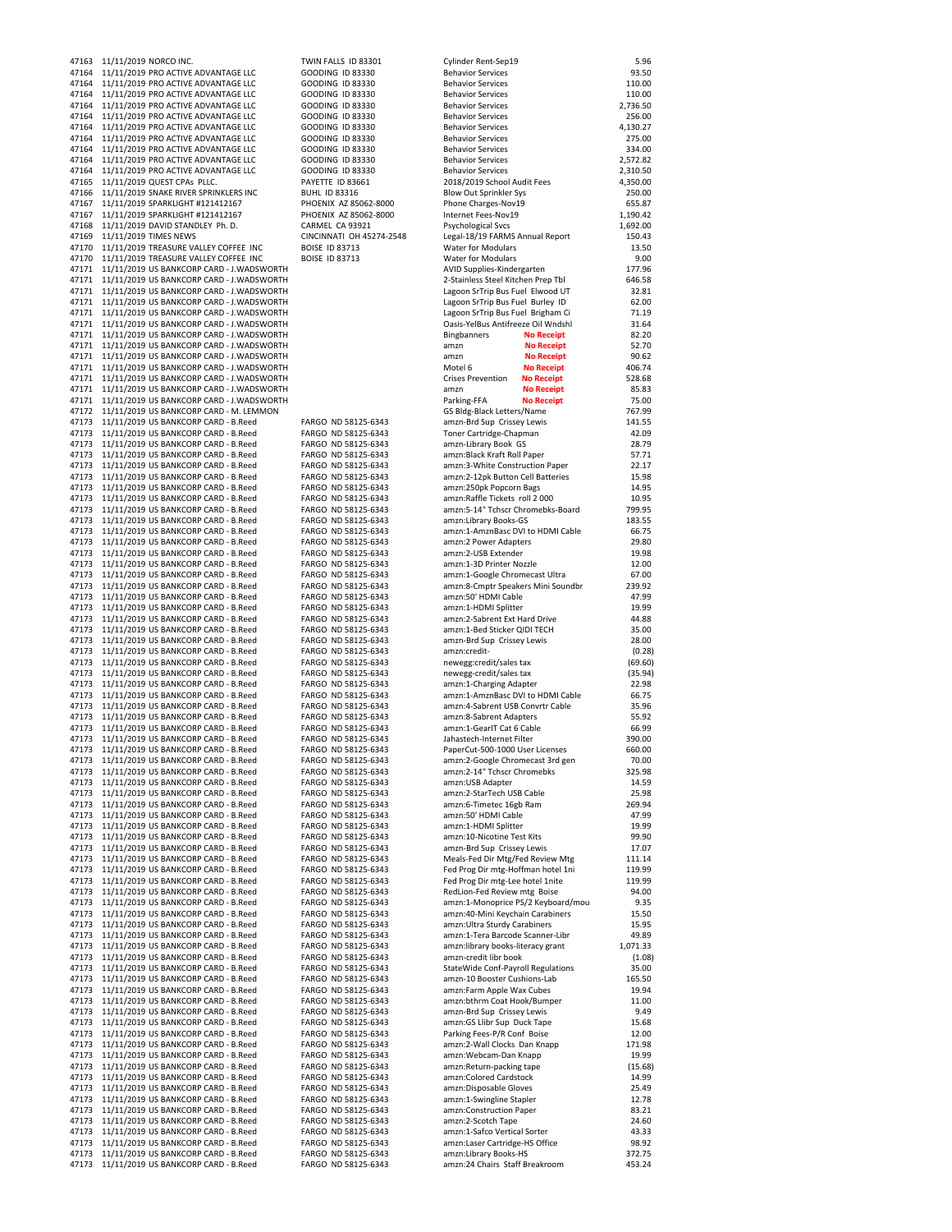| | | | | | |
|---|---|---|---|---|---|
| 47163 | 11/11/2019 NORCO INC. | TWIN FALLS ID 83301 | Cylinder Rent-Sep19 | | 5.96 |
| 47164 | 11/11/2019 PRO ACTIVE ADVANTAGE LLC | GOODING ID 83330 | Behavior Services | | 93.50 |
| 47164 | 11/11/2019 PRO ACTIVE ADVANTAGE LLC | GOODING ID 83330 | Behavior Services | | 110.00 |
| 47164 | 11/11/2019 PRO ACTIVE ADVANTAGE LLC | GOODING ID 83330 | Behavior Services | | 110.00 |
| 47164 | 11/11/2019 PRO ACTIVE ADVANTAGE LLC | GOODING ID 83330 | Behavior Services | | 2,736.50 |
| 47164 | 11/11/2019 PRO ACTIVE ADVANTAGE LLC | GOODING ID 83330 | Behavior Services | | 256.00 |
| 47164 | 11/11/2019 PRO ACTIVE ADVANTAGE LLC | GOODING ID 83330 | Behavior Services | | 4,130.27 |
| 47164 | 11/11/2019 PRO ACTIVE ADVANTAGE LLC | GOODING ID 83330 | Behavior Services | | 275.00 |
| 47164 | 11/11/2019 PRO ACTIVE ADVANTAGE LLC | GOODING ID 83330 | Behavior Services | | 334.00 |
| 47164 | 11/11/2019 PRO ACTIVE ADVANTAGE LLC | GOODING ID 83330 | Behavior Services | | 2,572.82 |
| 47164 | 11/11/2019 PRO ACTIVE ADVANTAGE LLC | GOODING ID 83330 | Behavior Services | | 2,310.50 |
| 47165 | 11/11/2019 QUEST CPAs PLLC. | PAYETTE ID 83661 | 2018/2019 School Audit Fees | | 4,350.00 |
| 47166 | 11/11/2019 SNAKE RIVER SPRINKLERS INC | BUHL ID 83316 | Blow Out Sprinkler Sys | | 250.00 |
| 47167 | 11/11/2019 SPARKLIGHT #121412167 | PHOENIX AZ 85062-8000 | Phone Charges-Nov19 | | 655.87 |
| 47167 | 11/11/2019 SPARKLIGHT #121412167 | PHOENIX AZ 85062-8000 | Internet Fees-Nov19 | | 1,190.42 |
| 47168 | 11/11/2019 DAVID STANDLEY Ph. D. | CARMEL CA 93921 | Psychological Svcs | | 1,692.00 |
| 47169 | 11/11/2019 TIMES NEWS | CINCINNATI OH 45274-2548 | Legal-18/19 FARMS Annual Report | | 150.43 |
| 47170 | 11/11/2019 TREASURE VALLEY COFFEE INC | BOISE ID 83713 | Water for Modulars | | 13.50 |
| 47170 | 11/11/2019 TREASURE VALLEY COFFEE INC | BOISE ID 83713 | Water for Modulars | | 9.00 |
| 47171 | 11/11/2019 US BANKCORP CARD - J.WADSWORTH | | AVID Supplies-Kindergarten | | 177.96 |
| 47171 | 11/11/2019 US BANKCORP CARD - J.WADSWORTH | | 2-Stainless Steel Kitchen Prep Tbl | | 646.58 |
| 47171 | 11/11/2019 US BANKCORP CARD - J.WADSWORTH | | Lagoon SrTrip Bus Fuel Elwood UT | | 32.81 |
| 47171 | 11/11/2019 US BANKCORP CARD - J.WADSWORTH | | Lagoon SrTrip Bus Fuel Burley ID | | 62.00 |
| 47171 | 11/11/2019 US BANKCORP CARD - J.WADSWORTH | | Lagoon SrTrip Bus Fuel Brigham Ci | | 71.19 |
| 47171 | 11/11/2019 US BANKCORP CARD - J.WADSWORTH | | Oasis-YelBus Antifreeze Oil Wndshl | | 31.64 |
| 47171 | 11/11/2019 US BANKCORP CARD - J.WADSWORTH | | Bingbanners | **No Receipt** | 82.20 |
| 47171 | 11/11/2019 US BANKCORP CARD - J.WADSWORTH | | amzn | **No Receipt** | 52.70 |
| 47171 | 11/11/2019 US BANKCORP CARD - J.WADSWORTH | | amzn | **No Receipt** | 90.62 |
| 47171 | 11/11/2019 US BANKCORP CARD - J.WADSWORTH | | Motel 6 | **No Receipt** | 406.74 |
| 47171 | 11/11/2019 US BANKCORP CARD - J.WADSWORTH | | Crises Prevention | **No Receipt** | 528.68 |
| 47171 | 11/11/2019 US BANKCORP CARD - J.WADSWORTH | | amzn | **No Receipt** | 85.83 |
| 47171 | 11/11/2019 US BANKCORP CARD - J.WADSWORTH | | Parking-FFA | **No Receipt** | 75.00 |
| 47172 | 11/11/2019 US BANKCORP CARD - M. LEMMON | | GS Bldg-Black Letters/Name | | 767.99 |
| 47173 | 11/11/2019 US BANKCORP CARD - B.Reed | FARGO ND 58125-6343 | amzn-Brd Sup Crissey Lewis | | 141.55 |
| 47173 | 11/11/2019 US BANKCORP CARD - B.Reed | FARGO ND 58125-6343 | Toner Cartridge-Chapman | | 42.09 |
| 47173 | 11/11/2019 US BANKCORP CARD - B.Reed | FARGO ND 58125-6343 | amzn-Library Book GS | | 28.79 |
| 47173 | 11/11/2019 US BANKCORP CARD - B.Reed | FARGO ND 58125-6343 | amzn:Black Kraft Roll Paper | | 57.71 |
| 47173 | 11/11/2019 US BANKCORP CARD - B.Reed | FARGO ND 58125-6343 | amzn:3-White Construction Paper | | 22.17 |
| 47173 | 11/11/2019 US BANKCORP CARD - B.Reed | FARGO ND 58125-6343 | amzn:2-12pk Button Cell Batteries | | 15.98 |
| 47173 | 11/11/2019 US BANKCORP CARD - B.Reed | FARGO ND 58125-6343 | amzn:250pk Popcorn Bags | | 14.95 |
| 47173 | 11/11/2019 US BANKCORP CARD - B.Reed | FARGO ND 58125-6343 | amzn:Raffle Tickets roll 2 000 | | 10.95 |
| 47173 | 11/11/2019 US BANKCORP CARD - B.Reed | FARGO ND 58125-6343 | amzn:5-14" Tchscr Chromebks-Board | | 799.95 |
| 47173 | 11/11/2019 US BANKCORP CARD - B.Reed | FARGO ND 58125-6343 | amzn:Library Books-GS | | 183.55 |
| 47173 | 11/11/2019 US BANKCORP CARD - B.Reed | FARGO ND 58125-6343 | amzn:1-AmznBasc DVI to HDMI Cable | | 66.75 |
| 47173 | 11/11/2019 US BANKCORP CARD - B.Reed | FARGO ND 58125-6343 | amzn:2 Power Adapters | | 29.80 |
| 47173 | 11/11/2019 US BANKCORP CARD - B.Reed | FARGO ND 58125-6343 | amzn:2-USB Extender | | 19.98 |
| 47173 | 11/11/2019 US BANKCORP CARD - B.Reed | FARGO ND 58125-6343 | amzn:1-3D Printer Nozzle | | 12.00 |
| 47173 | 11/11/2019 US BANKCORP CARD - B.Reed | FARGO ND 58125-6343 | amzn:1-Google Chromecast Ultra | | 67.00 |
| 47173 | 11/11/2019 US BANKCORP CARD - B.Reed | FARGO ND 58125-6343 | amzn:8-Cmptr Speakers Mini Soundbr | | 239.92 |
| 47173 | 11/11/2019 US BANKCORP CARD - B.Reed | FARGO ND 58125-6343 | amzn:50' HDMI Cable | | 47.99 |
| 47173 | 11/11/2019 US BANKCORP CARD - B.Reed | FARGO ND 58125-6343 | amzn:1-HDMI Splitter | | 19.99 |
| 47173 | 11/11/2019 US BANKCORP CARD - B.Reed | FARGO ND 58125-6343 | amzn:2-Sabrent Ext Hard Drive | | 44.88 |
| 47173 | 11/11/2019 US BANKCORP CARD - B.Reed | FARGO ND 58125-6343 | amzn:1-Bed Sticker QIDI TECH | | 35.00 |
| 47173 | 11/11/2019 US BANKCORP CARD - B.Reed | FARGO ND 58125-6343 | amzn-Brd Sup Crissey Lewis | | 28.00 |
| 47173 | 11/11/2019 US BANKCORP CARD - B.Reed | FARGO ND 58125-6343 | amzn:credit- | | (0.28) |
| 47173 | 11/11/2019 US BANKCORP CARD - B.Reed | FARGO ND 58125-6343 | newegg:credit/sales tax | | (69.60) |
| 47173 | 11/11/2019 US BANKCORP CARD - B.Reed | FARGO ND 58125-6343 | newegg-credit/sales tax | | (35.94) |
| 47173 | 11/11/2019 US BANKCORP CARD - B.Reed | FARGO ND 58125-6343 | amzn:1-Charging Adapter | | 22.98 |
| 47173 | 11/11/2019 US BANKCORP CARD - B.Reed | FARGO ND 58125-6343 | amzn:1-AmznBasc DVI to HDMI Cable | | 66.75 |
| 47173 | 11/11/2019 US BANKCORP CARD - B.Reed | FARGO ND 58125-6343 | amzn:4-Sabrent USB Convrtr Cable | | 35.96 |
| 47173 | 11/11/2019 US BANKCORP CARD - B.Reed | FARGO ND 58125-6343 | amzn:8-Sabrent Adapters | | 55.92 |
| 47173 | 11/11/2019 US BANKCORP CARD - B.Reed | FARGO ND 58125-6343 | amzn:1-GearIT Cat 6 Cable | | 66.99 |
| 47173 | 11/11/2019 US BANKCORP CARD - B.Reed | FARGO ND 58125-6343 | Jahastech-Internet Filter | | 390.00 |
| 47173 | 11/11/2019 US BANKCORP CARD - B.Reed | FARGO ND 58125-6343 | PaperCut-500-1000 User Licenses | | 660.00 |
| 47173 | 11/11/2019 US BANKCORP CARD - B.Reed | FARGO ND 58125-6343 | amzn:2-Google Chromecast 3rd gen | | 70.00 |
| 47173 | 11/11/2019 US BANKCORP CARD - B.Reed | FARGO ND 58125-6343 | amzn:2-14" Tchscr Chromebks | | 325.98 |
| 47173 | 11/11/2019 US BANKCORP CARD - B.Reed | FARGO ND 58125-6343 | amzn:USB Adapter | | 14.59 |
| 47173 | 11/11/2019 US BANKCORP CARD - B.Reed | FARGO ND 58125-6343 | amzn:2-StarTech USB Cable | | 25.98 |
| 47173 | 11/11/2019 US BANKCORP CARD - B.Reed | FARGO ND 58125-6343 | amzn:6-Timetec 16gb Ram | | 269.94 |
| 47173 | 11/11/2019 US BANKCORP CARD - B.Reed | FARGO ND 58125-6343 | amzn:50' HDMI Cable | | 47.99 |
| 47173 | 11/11/2019 US BANKCORP CARD - B.Reed | FARGO ND 58125-6343 | amzn:1-HDMI Splitter | | 19.99 |
| 47173 | 11/11/2019 US BANKCORP CARD - B.Reed | FARGO ND 58125-6343 | amzn:10-Nicotine Test Kits | | 99.90 |
| 47173 | 11/11/2019 US BANKCORP CARD - B.Reed | FARGO ND 58125-6343 | amzn-Brd Sup Crissey Lewis | | 17.07 |
| 47173 | 11/11/2019 US BANKCORP CARD - B.Reed | FARGO ND 58125-6343 | Meals-Fed Dir Mtg/Fed Review Mtg | | 111.14 |
| 47173 | 11/11/2019 US BANKCORP CARD - B.Reed | FARGO ND 58125-6343 | Fed Prog Dir mtg-Hoffman hotel 1ni | | 119.99 |
| 47173 | 11/11/2019 US BANKCORP CARD - B.Reed | FARGO ND 58125-6343 | Fed Prog Dir mtg-Lee hotel 1nite | | 119.99 |
| 47173 | 11/11/2019 US BANKCORP CARD - B.Reed | FARGO ND 58125-6343 | RedLion-Fed Review mtg Boise | | 94.00 |
| 47173 | 11/11/2019 US BANKCORP CARD - B.Reed | FARGO ND 58125-6343 | amzn:1-Monoprice PS/2 Keyboard/mou | | 9.35 |
| 47173 | 11/11/2019 US BANKCORP CARD - B.Reed | FARGO ND 58125-6343 | amzn:40-Mini Keychain Carabiners | | 15.50 |
| 47173 | 11/11/2019 US BANKCORP CARD - B.Reed | FARGO ND 58125-6343 | amzn:Ultra Sturdy Carabiners | | 15.95 |
| 47173 | 11/11/2019 US BANKCORP CARD - B.Reed | FARGO ND 58125-6343 | amzn:1-Tera Barcode Scanner-Libr | | 49.89 |
| 47173 | 11/11/2019 US BANKCORP CARD - B.Reed | FARGO ND 58125-6343 | amzn:library books-literacy grant | | 1,071.33 |
| 47173 | 11/11/2019 US BANKCORP CARD - B.Reed | FARGO ND 58125-6343 | amzn-credit libr book | | (1.08) |
| 47173 | 11/11/2019 US BANKCORP CARD - B.Reed | FARGO ND 58125-6343 | StateWide Conf-Payroll Regulations | | 35.00 |
| 47173 | 11/11/2019 US BANKCORP CARD - B.Reed | FARGO ND 58125-6343 | amzn-10 Booster Cushions-Lab | | 165.50 |
| 47173 | 11/11/2019 US BANKCORP CARD - B.Reed | FARGO ND 58125-6343 | amzn:Farm Apple Wax Cubes | | 19.94 |
| 47173 | 11/11/2019 US BANKCORP CARD - B.Reed | FARGO ND 58125-6343 | amzn:bthrm Coat Hook/Bumper | | 11.00 |
| 47173 | 11/11/2019 US BANKCORP CARD - B.Reed | FARGO ND 58125-6343 | amzn-Brd Sup Crissey Lewis | | 9.49 |
| 47173 | 11/11/2019 US BANKCORP CARD - B.Reed | FARGO ND 58125-6343 | amzn:GS Llibr Sup Duck Tape | | 15.68 |
| 47173 | 11/11/2019 US BANKCORP CARD - B.Reed | FARGO ND 58125-6343 | Parking Fees-P/R Conf Boise | | 12.00 |
| 47173 | 11/11/2019 US BANKCORP CARD - B.Reed | FARGO ND 58125-6343 | amzn:2-Wall Clocks Dan Knapp | | 171.98 |
| 47173 | 11/11/2019 US BANKCORP CARD - B.Reed | FARGO ND 58125-6343 | amzn:Webcam-Dan Knapp | | 19.99 |
| 47173 | 11/11/2019 US BANKCORP CARD - B.Reed | FARGO ND 58125-6343 | amzn:Return-packing tape | | (15.68) |
| 47173 | 11/11/2019 US BANKCORP CARD - B.Reed | FARGO ND 58125-6343 | amzn:Colored Cardstock | | 14.99 |
| 47173 | 11/11/2019 US BANKCORP CARD - B.Reed | FARGO ND 58125-6343 | amzn:Disposable Gloves | | 25.49 |
| 47173 | 11/11/2019 US BANKCORP CARD - B.Reed | FARGO ND 58125-6343 | amzn:1-Swingline Stapler | | 12.78 |
| 47173 | 11/11/2019 US BANKCORP CARD - B.Reed | FARGO ND 58125-6343 | amzn:Construction Paper | | 83.21 |
| 47173 | 11/11/2019 US BANKCORP CARD - B.Reed | FARGO ND 58125-6343 | amzn:2-Scotch Tape | | 24.60 |
| 47173 | 11/11/2019 US BANKCORP CARD - B.Reed | FARGO ND 58125-6343 | amzn:1-Safco Vertical Sorter | | 43.33 |
| 47173 | 11/11/2019 US BANKCORP CARD - B.Reed | FARGO ND 58125-6343 | amzn:Laser Cartridge-HS Office | | 98.92 |
| 47173 | 11/11/2019 US BANKCORP CARD - B.Reed | FARGO ND 58125-6343 | amzn:Library Books-HS | | 372.75 |
| 47173 | 11/11/2019 US BANKCORP CARD - B.Reed | FARGO ND 58125-6343 | amzn:24 Chairs Staff Breakroom | | 453.24 |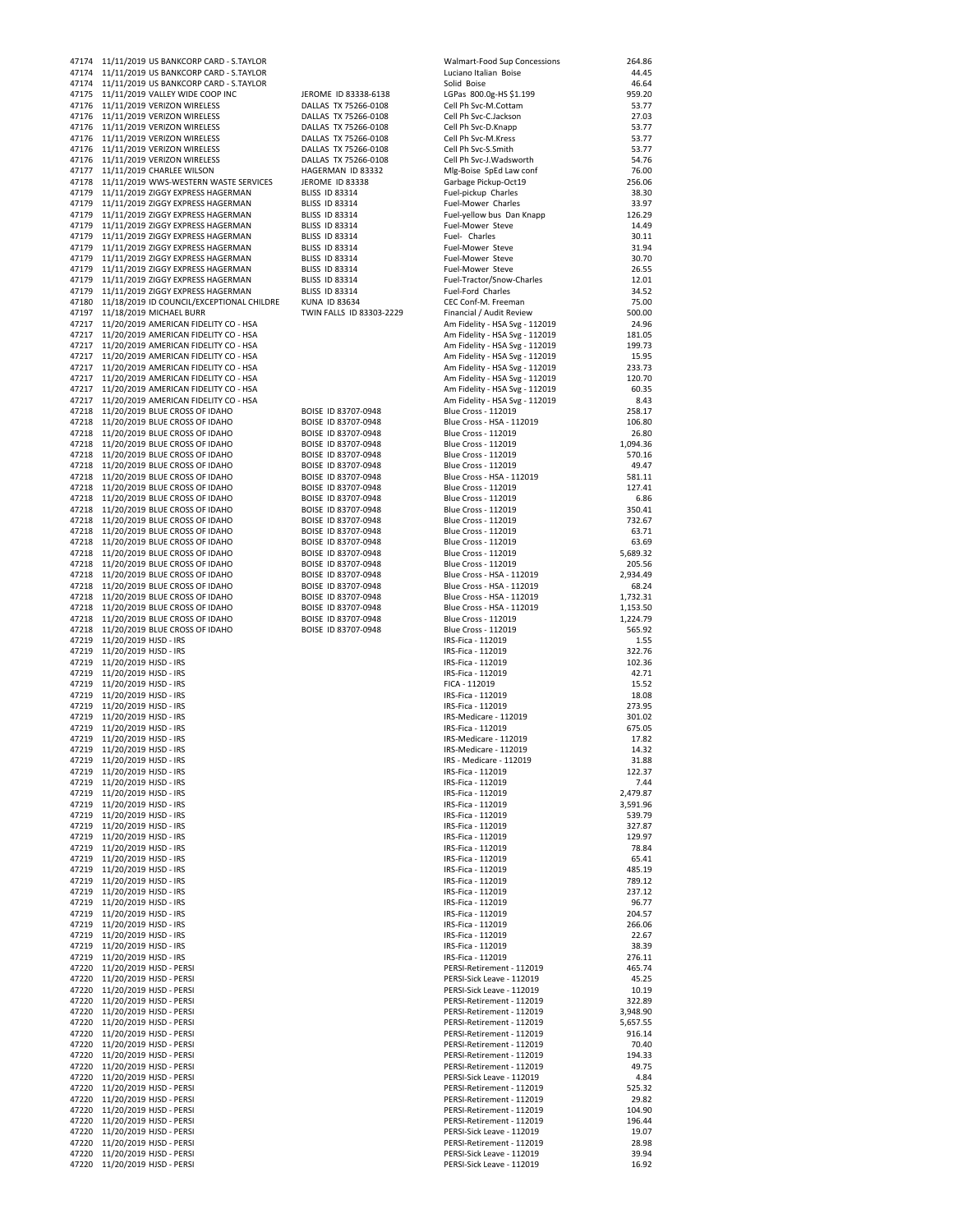| | | | | |
|---|---|---|---|---|
| 47174 | 11/11/2019 US BANKCORP CARD - S.TAYLOR | | Walmart-Food Sup Concessions | 264.86 |
| 47174 | 11/11/2019 US BANKCORP CARD - S.TAYLOR | | Luciano Italian Boise | 44.45 |
| 47174 | 11/11/2019 US BANKCORP CARD - S.TAYLOR | | Solid Boise | 46.64 |
| 47175 | 11/11/2019 VALLEY WIDE COOP INC | JEROME ID 83338-6138 | LGPas 800.0g-HS $1.199 | 959.20 |
| 47176 | 11/11/2019 VERIZON WIRELESS | DALLAS TX 75266-0108 | Cell Ph Svc-M.Cottam | 53.77 |
| 47176 | 11/11/2019 VERIZON WIRELESS | DALLAS TX 75266-0108 | Cell Ph Svc-C.Jackson | 27.03 |
| 47176 | 11/11/2019 VERIZON WIRELESS | DALLAS TX 75266-0108 | Cell Ph Svc-D.Knapp | 53.77 |
| 47176 | 11/11/2019 VERIZON WIRELESS | DALLAS TX 75266-0108 | Cell Ph Svc-M.Kress | 53.77 |
| 47176 | 11/11/2019 VERIZON WIRELESS | DALLAS TX 75266-0108 | Cell Ph Svc-S.Smith | 53.77 |
| 47176 | 11/11/2019 VERIZON WIRELESS | DALLAS TX 75266-0108 | Cell Ph Svc-J.Wadsworth | 54.76 |
| 47177 | 11/11/2019 CHARLEE WILSON | HAGERMAN ID 83332 | Mlg-Boise SpEd Law conf | 76.00 |
| 47178 | 11/11/2019 WWS-WESTERN WASTE SERVICES | JEROME ID 83338 | Garbage Pickup-Oct19 | 256.06 |
| 47179 | 11/11/2019 ZIGGY EXPRESS HAGERMAN | BLISS ID 83314 | Fuel-pickup Charles | 38.30 |
| 47179 | 11/11/2019 ZIGGY EXPRESS HAGERMAN | BLISS ID 83314 | Fuel-Mower Charles | 33.97 |
| 47179 | 11/11/2019 ZIGGY EXPRESS HAGERMAN | BLISS ID 83314 | Fuel-yellow bus Dan Knapp | 126.29 |
| 47179 | 11/11/2019 ZIGGY EXPRESS HAGERMAN | BLISS ID 83314 | Fuel-Mower Steve | 14.49 |
| 47179 | 11/11/2019 ZIGGY EXPRESS HAGERMAN | BLISS ID 83314 | Fuel- Charles | 30.11 |
| 47179 | 11/11/2019 ZIGGY EXPRESS HAGERMAN | BLISS ID 83314 | Fuel-Mower Steve | 31.94 |
| 47179 | 11/11/2019 ZIGGY EXPRESS HAGERMAN | BLISS ID 83314 | Fuel-Mower Steve | 30.70 |
| 47179 | 11/11/2019 ZIGGY EXPRESS HAGERMAN | BLISS ID 83314 | Fuel-Mower Steve | 26.55 |
| 47179 | 11/11/2019 ZIGGY EXPRESS HAGERMAN | BLISS ID 83314 | Fuel-Tractor/Snow-Charles | 12.01 |
| 47179 | 11/11/2019 ZIGGY EXPRESS HAGERMAN | BLISS ID 83314 | Fuel-Ford Charles | 34.52 |
| 47180 | 11/18/2019 ID COUNCIL/EXCEPTIONAL CHILDRE | KUNA ID 83634 | CEC Conf-M. Freeman | 75.00 |
| 47197 | 11/18/2019 MICHAEL BURR | TWIN FALLS ID 83303-2229 | Financial / Audit Review | 500.00 |
| 47217 | 11/20/2019 AMERICAN FIDELITY CO - HSA | | Am Fidelity - HSA Svg - 112019 | 24.96 |
| 47217 | 11/20/2019 AMERICAN FIDELITY CO - HSA | | Am Fidelity - HSA Svg - 112019 | 181.05 |
| 47217 | 11/20/2019 AMERICAN FIDELITY CO - HSA | | Am Fidelity - HSA Svg - 112019 | 199.73 |
| 47217 | 11/20/2019 AMERICAN FIDELITY CO - HSA | | Am Fidelity - HSA Svg - 112019 | 15.95 |
| 47217 | 11/20/2019 AMERICAN FIDELITY CO - HSA | | Am Fidelity - HSA Svg - 112019 | 233.73 |
| 47217 | 11/20/2019 AMERICAN FIDELITY CO - HSA | | Am Fidelity - HSA Svg - 112019 | 120.70 |
| 47217 | 11/20/2019 AMERICAN FIDELITY CO - HSA | | Am Fidelity - HSA Svg - 112019 | 60.35 |
| 47217 | 11/20/2019 AMERICAN FIDELITY CO - HSA | | Am Fidelity - HSA Svg - 112019 | 8.43 |
| 47218 | 11/20/2019 BLUE CROSS OF IDAHO | BOISE ID 83707-0948 | Blue Cross - 112019 | 258.17 |
| 47218 | 11/20/2019 BLUE CROSS OF IDAHO | BOISE ID 83707-0948 | Blue Cross - HSA - 112019 | 106.80 |
| 47218 | 11/20/2019 BLUE CROSS OF IDAHO | BOISE ID 83707-0948 | Blue Cross - 112019 | 26.80 |
| 47218 | 11/20/2019 BLUE CROSS OF IDAHO | BOISE ID 83707-0948 | Blue Cross - 112019 | 1,094.36 |
| 47218 | 11/20/2019 BLUE CROSS OF IDAHO | BOISE ID 83707-0948 | Blue Cross - 112019 | 570.16 |
| 47218 | 11/20/2019 BLUE CROSS OF IDAHO | BOISE ID 83707-0948 | Blue Cross - 112019 | 49.47 |
| 47218 | 11/20/2019 BLUE CROSS OF IDAHO | BOISE ID 83707-0948 | Blue Cross - HSA - 112019 | 581.11 |
| 47218 | 11/20/2019 BLUE CROSS OF IDAHO | BOISE ID 83707-0948 | Blue Cross - 112019 | 127.41 |
| 47218 | 11/20/2019 BLUE CROSS OF IDAHO | BOISE ID 83707-0948 | Blue Cross - 112019 | 6.86 |
| 47218 | 11/20/2019 BLUE CROSS OF IDAHO | BOISE ID 83707-0948 | Blue Cross - 112019 | 350.41 |
| 47218 | 11/20/2019 BLUE CROSS OF IDAHO | BOISE ID 83707-0948 | Blue Cross - 112019 | 732.67 |
| 47218 | 11/20/2019 BLUE CROSS OF IDAHO | BOISE ID 83707-0948 | Blue Cross - 112019 | 63.71 |
| 47218 | 11/20/2019 BLUE CROSS OF IDAHO | BOISE ID 83707-0948 | Blue Cross - 112019 | 63.69 |
| 47218 | 11/20/2019 BLUE CROSS OF IDAHO | BOISE ID 83707-0948 | Blue Cross - 112019 | 5,689.32 |
| 47218 | 11/20/2019 BLUE CROSS OF IDAHO | BOISE ID 83707-0948 | Blue Cross - 112019 | 205.56 |
| 47218 | 11/20/2019 BLUE CROSS OF IDAHO | BOISE ID 83707-0948 | Blue Cross - HSA - 112019 | 2,934.49 |
| 47218 | 11/20/2019 BLUE CROSS OF IDAHO | BOISE ID 83707-0948 | Blue Cross - HSA - 112019 | 68.24 |
| 47218 | 11/20/2019 BLUE CROSS OF IDAHO | BOISE ID 83707-0948 | Blue Cross - HSA - 112019 | 1,732.31 |
| 47218 | 11/20/2019 BLUE CROSS OF IDAHO | BOISE ID 83707-0948 | Blue Cross - HSA - 112019 | 1,153.50 |
| 47218 | 11/20/2019 BLUE CROSS OF IDAHO | BOISE ID 83707-0948 | Blue Cross - 112019 | 1,224.79 |
| 47218 | 11/20/2019 BLUE CROSS OF IDAHO | BOISE ID 83707-0948 | Blue Cross - 112019 | 565.92 |
| 47219 | 11/20/2019 HJSD - IRS | | IRS-Fica - 112019 | 1.55 |
| 47219 | 11/20/2019 HJSD - IRS | | IRS-Fica - 112019 | 322.76 |
| 47219 | 11/20/2019 HJSD - IRS | | IRS-Fica - 112019 | 102.36 |
| 47219 | 11/20/2019 HJSD - IRS | | IRS-Fica - 112019 | 42.71 |
| 47219 | 11/20/2019 HJSD - IRS | | FICA - 112019 | 15.52 |
| 47219 | 11/20/2019 HJSD - IRS | | IRS-Fica - 112019 | 18.08 |
| 47219 | 11/20/2019 HJSD - IRS | | IRS-Fica - 112019 | 273.95 |
| 47219 | 11/20/2019 HJSD - IRS | | IRS-Medicare - 112019 | 301.02 |
| 47219 | 11/20/2019 HJSD - IRS | | IRS-Fica - 112019 | 675.05 |
| 47219 | 11/20/2019 HJSD - IRS | | IRS-Medicare - 112019 | 17.82 |
| 47219 | 11/20/2019 HJSD - IRS | | IRS-Medicare - 112019 | 14.32 |
| 47219 | 11/20/2019 HJSD - IRS | | IRS - Medicare - 112019 | 31.88 |
| 47219 | 11/20/2019 HJSD - IRS | | IRS-Fica - 112019 | 122.37 |
| 47219 | 11/20/2019 HJSD - IRS | | IRS-Fica - 112019 | 7.44 |
| 47219 | 11/20/2019 HJSD - IRS | | IRS-Fica - 112019 | 2,479.87 |
| 47219 | 11/20/2019 HJSD - IRS | | IRS-Fica - 112019 | 3,591.96 |
| 47219 | 11/20/2019 HJSD - IRS | | IRS-Fica - 112019 | 539.79 |
| 47219 | 11/20/2019 HJSD - IRS | | IRS-Fica - 112019 | 327.87 |
| 47219 | 11/20/2019 HJSD - IRS | | IRS-Fica - 112019 | 129.97 |
| 47219 | 11/20/2019 HJSD - IRS | | IRS-Fica - 112019 | 78.84 |
| 47219 | 11/20/2019 HJSD - IRS | | IRS-Fica - 112019 | 65.41 |
| 47219 | 11/20/2019 HJSD - IRS | | IRS-Fica - 112019 | 485.19 |
| 47219 | 11/20/2019 HJSD - IRS | | IRS-Fica - 112019 | 789.12 |
| 47219 | 11/20/2019 HJSD - IRS | | IRS-Fica - 112019 | 237.12 |
| 47219 | 11/20/2019 HJSD - IRS | | IRS-Fica - 112019 | 96.77 |
| 47219 | 11/20/2019 HJSD - IRS | | IRS-Fica - 112019 | 204.57 |
| 47219 | 11/20/2019 HJSD - IRS | | IRS-Fica - 112019 | 266.06 |
| 47219 | 11/20/2019 HJSD - IRS | | IRS-Fica - 112019 | 22.67 |
| 47219 | 11/20/2019 HJSD - IRS | | IRS-Fica - 112019 | 38.39 |
| 47219 | 11/20/2019 HJSD - IRS | | IRS-Fica - 112019 | 276.11 |
| 47220 | 11/20/2019 HJSD - PERSI | | PERSI-Retirement - 112019 | 465.74 |
| 47220 | 11/20/2019 HJSD - PERSI | | PERSI-Sick Leave - 112019 | 45.25 |
| 47220 | 11/20/2019 HJSD - PERSI | | PERSI-Sick Leave - 112019 | 10.19 |
| 47220 | 11/20/2019 HJSD - PERSI | | PERSI-Retirement - 112019 | 322.89 |
| 47220 | 11/20/2019 HJSD - PERSI | | PERSI-Retirement - 112019 | 3,948.90 |
| 47220 | 11/20/2019 HJSD - PERSI | | PERSI-Retirement - 112019 | 5,657.55 |
| 47220 | 11/20/2019 HJSD - PERSI | | PERSI-Retirement - 112019 | 916.14 |
| 47220 | 11/20/2019 HJSD - PERSI | | PERSI-Retirement - 112019 | 70.40 |
| 47220 | 11/20/2019 HJSD - PERSI | | PERSI-Retirement - 112019 | 194.33 |
| 47220 | 11/20/2019 HJSD - PERSI | | PERSI-Retirement - 112019 | 49.75 |
| 47220 | 11/20/2019 HJSD - PERSI | | PERSI-Sick Leave - 112019 | 4.84 |
| 47220 | 11/20/2019 HJSD - PERSI | | PERSI-Retirement - 112019 | 525.32 |
| 47220 | 11/20/2019 HJSD - PERSI | | PERSI-Retirement - 112019 | 29.82 |
| 47220 | 11/20/2019 HJSD - PERSI | | PERSI-Retirement - 112019 | 104.90 |
| 47220 | 11/20/2019 HJSD - PERSI | | PERSI-Retirement - 112019 | 196.44 |
| 47220 | 11/20/2019 HJSD - PERSI | | PERSI-Sick Leave - 112019 | 19.07 |
| 47220 | 11/20/2019 HJSD - PERSI | | PERSI-Retirement - 112019 | 28.98 |
| 47220 | 11/20/2019 HJSD - PERSI | | PERSI-Sick Leave - 112019 | 39.94 |
| 47220 | 11/20/2019 HJSD - PERSI | | PERSI-Sick Leave - 112019 | 16.92 |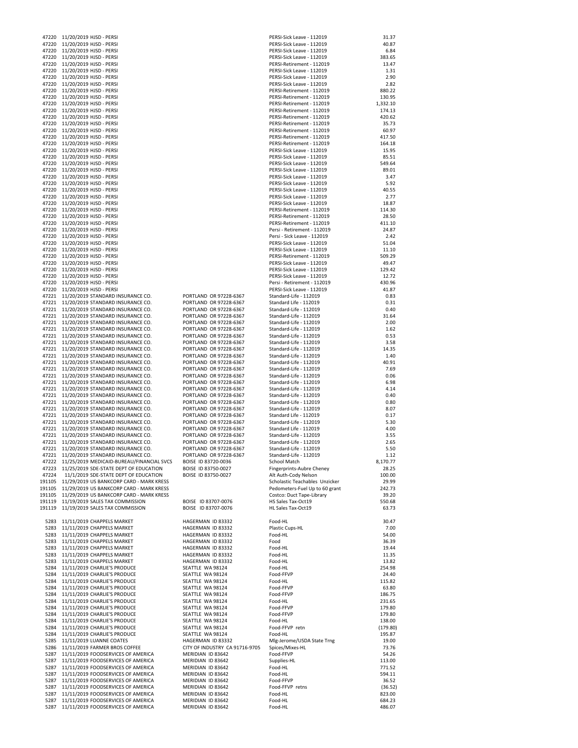| | | | | | |
|---|---|---|---|---|---|
| 47220 | 11/20/2019 HJSD - PERSI | | PERSI-Sick Leave - 112019 | 31.37 |
| 47220 | 11/20/2019 HJSD - PERSI | | PERSI-Sick Leave - 112019 | 40.87 |
| 47220 | 11/20/2019 HJSD - PERSI | | PERSI-Sick Leave - 112019 | 6.84 |
| 47220 | 11/20/2019 HJSD - PERSI | | PERSI-Sick Leave - 112019 | 383.65 |
| 47220 | 11/20/2019 HJSD - PERSI | | PERSI-Retirement - 112019 | 13.47 |
| 47220 | 11/20/2019 HJSD - PERSI | | PERSI-Sick Leave - 112019 | 1.31 |
| 47220 | 11/20/2019 HJSD - PERSI | | PERSI-Sick Leave - 112019 | 2.90 |
| 47220 | 11/20/2019 HJSD - PERSI | | PERSI-Sick Leave - 112019 | 2.82 |
| 47220 | 11/20/2019 HJSD - PERSI | | PERSI-Retirement - 112019 | 880.22 |
| 47220 | 11/20/2019 HJSD - PERSI | | PERSI-Retirement - 112019 | 130.95 |
| 47220 | 11/20/2019 HJSD - PERSI | | PERSI-Retirement - 112019 | 1,332.10 |
| 47220 | 11/20/2019 HJSD - PERSI | | PERSI-Retirement - 112019 | 174.13 |
| 47220 | 11/20/2019 HJSD - PERSI | | PERSI-Retirement - 112019 | 420.62 |
| 47220 | 11/20/2019 HJSD - PERSI | | PERSI-Retirement - 112019 | 35.73 |
| 47220 | 11/20/2019 HJSD - PERSI | | PERSI-Retirement - 112019 | 60.97 |
| 47220 | 11/20/2019 HJSD - PERSI | | PERSI-Retirement - 112019 | 417.50 |
| 47220 | 11/20/2019 HJSD - PERSI | | PERSI-Retirement - 112019 | 164.18 |
| 47220 | 11/20/2019 HJSD - PERSI | | PERSI-Sick Leave - 112019 | 15.95 |
| 47220 | 11/20/2019 HJSD - PERSI | | PERSI-Sick Leave - 112019 | 85.51 |
| 47220 | 11/20/2019 HJSD - PERSI | | PERSI-Sick Leave - 112019 | 549.64 |
| 47220 | 11/20/2019 HJSD - PERSI | | PERSI-Sick Leave - 112019 | 89.01 |
| 47220 | 11/20/2019 HJSD - PERSI | | PERSI-Sick Leave - 112019 | 3.47 |
| 47220 | 11/20/2019 HJSD - PERSI | | PERSI-Sick Leave - 112019 | 5.92 |
| 47220 | 11/20/2019 HJSD - PERSI | | PERSI-Sick Leave - 112019 | 40.55 |
| 47220 | 11/20/2019 HJSD - PERSI | | PERSI-Sick Leave - 112019 | 2.77 |
| 47220 | 11/20/2019 HJSD - PERSI | | PERSI-Sick Leave - 112019 | 18.87 |
| 47220 | 11/20/2019 HJSD - PERSI | | PERSI-Retirement - 112019 | 114.30 |
| 47220 | 11/20/2019 HJSD - PERSI | | PERSI-Retirement - 112019 | 28.50 |
| 47220 | 11/20/2019 HJSD - PERSI | | PERSI-Retirement - 112019 | 411.10 |
| 47220 | 11/20/2019 HJSD - PERSI | | Persi - Retirement - 112019 | 24.87 |
| 47220 | 11/20/2019 HJSD - PERSI | | Persi - Sick Leave - 112019 | 2.42 |
| 47220 | 11/20/2019 HJSD - PERSI | | PERSI-Sick Leave - 112019 | 51.04 |
| 47220 | 11/20/2019 HJSD - PERSI | | PERSI-Sick Leave - 112019 | 11.10 |
| 47220 | 11/20/2019 HJSD - PERSI | | PERSI-Retirement - 112019 | 509.29 |
| 47220 | 11/20/2019 HJSD - PERSI | | PERSI-Sick Leave - 112019 | 49.47 |
| 47220 | 11/20/2019 HJSD - PERSI | | PERSI-Sick Leave - 112019 | 129.42 |
| 47220 | 11/20/2019 HJSD - PERSI | | PERSI-Sick Leave - 112019 | 12.72 |
| 47220 | 11/20/2019 HJSD - PERSI | | Persi - Retirement - 112019 | 430.96 |
| 47220 | 11/20/2019 HJSD - PERSI | | PERSI-Sick Leave - 112019 | 41.87 |
| 47221 | 11/20/2019 STANDARD INSURANCE CO. | PORTLAND OR 97228-6367 | Standard-Life - 112019 | 0.83 |
| 47221 | 11/20/2019 STANDARD INSURANCE CO. | PORTLAND OR 97228-6367 | Standard Life - 112019 | 0.31 |
| 47221 | 11/20/2019 STANDARD INSURANCE CO. | PORTLAND OR 97228-6367 | Standard-Life - 112019 | 0.40 |
| 47221 | 11/20/2019 STANDARD INSURANCE CO. | PORTLAND OR 97228-6367 | Standard-Life - 112019 | 31.64 |
| 47221 | 11/20/2019 STANDARD INSURANCE CO. | PORTLAND OR 97228-6367 | Standard-Life - 112019 | 2.00 |
| 47221 | 11/20/2019 STANDARD INSURANCE CO. | PORTLAND OR 97228-6367 | Standard-Life - 112019 | 1.62 |
| 47221 | 11/20/2019 STANDARD INSURANCE CO. | PORTLAND OR 97228-6367 | Standard-Life - 112019 | 0.53 |
| 47221 | 11/20/2019 STANDARD INSURANCE CO. | PORTLAND OR 97228-6367 | Standard-Life - 112019 | 3.58 |
| 47221 | 11/20/2019 STANDARD INSURANCE CO. | PORTLAND OR 97228-6367 | Standard-Life - 112019 | 14.35 |
| 47221 | 11/20/2019 STANDARD INSURANCE CO. | PORTLAND OR 97228-6367 | Standard-Life - 112019 | 1.40 |
| 47221 | 11/20/2019 STANDARD INSURANCE CO. | PORTLAND OR 97228-6367 | Standard-Life - 112019 | 40.91 |
| 47221 | 11/20/2019 STANDARD INSURANCE CO. | PORTLAND OR 97228-6367 | Standard-Life - 112019 | 7.69 |
| 47221 | 11/20/2019 STANDARD INSURANCE CO. | PORTLAND OR 97228-6367 | Standard-Life - 112019 | 0.06 |
| 47221 | 11/20/2019 STANDARD INSURANCE CO. | PORTLAND OR 97228-6367 | Standard-Life - 112019 | 6.98 |
| 47221 | 11/20/2019 STANDARD INSURANCE CO. | PORTLAND OR 97228-6367 | Standard-Life - 112019 | 4.14 |
| 47221 | 11/20/2019 STANDARD INSURANCE CO. | PORTLAND OR 97228-6367 | Standard-Life - 112019 | 0.40 |
| 47221 | 11/20/2019 STANDARD INSURANCE CO. | PORTLAND OR 97228-6367 | Standard-Life - 112019 | 0.80 |
| 47221 | 11/20/2019 STANDARD INSURANCE CO. | PORTLAND OR 97228-6367 | Standard-Life - 112019 | 8.07 |
| 47221 | 11/20/2019 STANDARD INSURANCE CO. | PORTLAND OR 97228-6367 | Standard Life - 112019 | 0.17 |
| 47221 | 11/20/2019 STANDARD INSURANCE CO. | PORTLAND OR 97228-6367 | Standard-Life - 112019 | 5.30 |
| 47221 | 11/20/2019 STANDARD INSURANCE CO. | PORTLAND OR 97228-6367 | Standard Life - 112019 | 4.00 |
| 47221 | 11/20/2019 STANDARD INSURANCE CO. | PORTLAND OR 97228-6367 | Standard-Life - 112019 | 3.55 |
| 47221 | 11/20/2019 STANDARD INSURANCE CO. | PORTLAND OR 97228-6367 | Standard-Life - 112019 | 2.65 |
| 47221 | 11/20/2019 STANDARD INSURANCE CO. | PORTLAND OR 97228-6367 | Standard-Life - 112019 | 5.50 |
| 47221 | 11/20/2019 STANDARD INSURANCE CO. | PORTLAND OR 97228-6367 | Standard-Life - 112019 | 1.12 |
| 47222 | 11/25/2019 MEDICAID-BUREAU/FINANCIAL SVCS | BOISE ID 83720-0036 | School Match | 8,170.77 |
| 47223 | 11/25/2019 SDE-STATE DEPT OF EDUCATION | BOISE ID 83750-0027 | Fingerprints-Aubre Cheney | 28.25 |
| 47224 | 11/1/2019 SDE-STATE DEPT OF EDUCATION | BOISE ID 83750-0027 | Alt Auth-Cody Nelson | 100.00 |
| 191105 | 11/29/2019 US BANKCORP CARD - MARK KRESS | | Scholastic Teachables Unzicker | 29.99 |
| 191105 | 11/29/2019 US BANKCORP CARD - MARK KRESS | | Pedometers-Fuel Up to 60 grant | 242.73 |
| 191105 | 11/29/2019 US BANKCORP CARD - MARK KRESS | | Costco: Duct Tape-Library | 39.20 |
| 191119 | 11/19/2019 SALES TAX COMMISSION | BOISE ID 83707-0076 | HS Sales Tax-Oct19 | 550.68 |
| 191119 | 11/19/2019 SALES TAX COMMISSION | BOISE ID 83707-0076 | HL Sales Tax-Oct19 | 63.73 |
| | | | | |
| 5283 | 11/11/2019 CHAPPELS MARKET | HAGERMAN ID 83332 | Food-HL | 30.47 |
| 5283 | 11/11/2019 CHAPPELS MARKET | HAGERMAN ID 83332 | Plastic Cups-HL | 7.00 |
| 5283 | 11/11/2019 CHAPPELS MARKET | HAGERMAN ID 83332 | Food-HL | 54.00 |
| 5283 | 11/11/2019 CHAPPELS MARKET | HAGERMAN ID 83332 | Food | 36.39 |
| 5283 | 11/11/2019 CHAPPELS MARKET | HAGERMAN ID 83332 | Food-HL | 19.44 |
| 5283 | 11/11/2019 CHAPPELS MARKET | HAGERMAN ID 83332 | Food-HL | 11.35 |
| 5283 | 11/11/2019 CHAPPELS MARKET | HAGERMAN ID 83332 | Food-HL | 13.82 |
| 5284 | 11/11/2019 CHARLIE'S PRODUCE | SEATTLE WA 98124 | Food-HL | 254.98 |
| 5284 | 11/11/2019 CHARLIE'S PRODUCE | SEATTLE WA 98124 | Food-FFVP | 24.40 |
| 5284 | 11/11/2019 CHARLIE'S PRODUCE | SEATTLE WA 98124 | Food-HL | 115.82 |
| 5284 | 11/11/2019 CHARLIE'S PRODUCE | SEATTLE WA 98124 | Food-FFVP | 63.80 |
| 5284 | 11/11/2019 CHARLIE'S PRODUCE | SEATTLE WA 98124 | Food-FFVP | 186.75 |
| 5284 | 11/11/2019 CHARLIE'S PRODUCE | SEATTLE WA 98124 | Food-HL | 231.65 |
| 5284 | 11/11/2019 CHARLIE'S PRODUCE | SEATTLE WA 98124 | Food-FFVP | 179.80 |
| 5284 | 11/11/2019 CHARLIE'S PRODUCE | SEATTLE WA 98124 | Food-FFVP | 179.80 |
| 5284 | 11/11/2019 CHARLIE'S PRODUCE | SEATTLE WA 98124 | Food-HL | 138.00 |
| 5284 | 11/11/2019 CHARLIE'S PRODUCE | SEATTLE WA 98124 | Food-FFVP retn | (179.80) |
| 5284 | 11/11/2019 CHARLIE'S PRODUCE | SEATTLE WA 98124 | Food-HL | 195.87 |
| 5285 | 11/11/2019 LUANNE COATES | HAGERMAN ID 83332 | Mlg-Jerome/USDA State Trng | 19.00 |
| 5286 | 11/11/2019 FARMER BROS COFFEE | CITY OF INDUSTRY CA 91716-9705 | Spices/Mixes-HL | 73.76 |
| 5287 | 11/11/2019 FOODSERVICES OF AMERICA | MERIDIAN ID 83642 | Food-FFVP | 54.26 |
| 5287 | 11/11/2019 FOODSERVICES OF AMERICA | MERIDIAN ID 83642 | Supplies-HL | 113.00 |
| 5287 | 11/11/2019 FOODSERVICES OF AMERICA | MERIDIAN ID 83642 | Food-HL | 771.52 |
| 5287 | 11/11/2019 FOODSERVICES OF AMERICA | MERIDIAN ID 83642 | Food-HL | 594.11 |
| 5287 | 11/11/2019 FOODSERVICES OF AMERICA | MERIDIAN ID 83642 | Food-FFVP | 36.52 |
| 5287 | 11/11/2019 FOODSERVICES OF AMERICA | MERIDIAN ID 83642 | Food-FFVP retns | (36.52) |
| 5287 | 11/11/2019 FOODSERVICES OF AMERICA | MERIDIAN ID 83642 | Food-HL | 823.00 |
| 5287 | 11/11/2019 FOODSERVICES OF AMERICA | MERIDIAN ID 83642 | Food-HL | 684.23 |
| 5287 | 11/11/2019 FOODSERVICES OF AMERICA | MERIDIAN ID 83642 | Food-HL | 486.07 |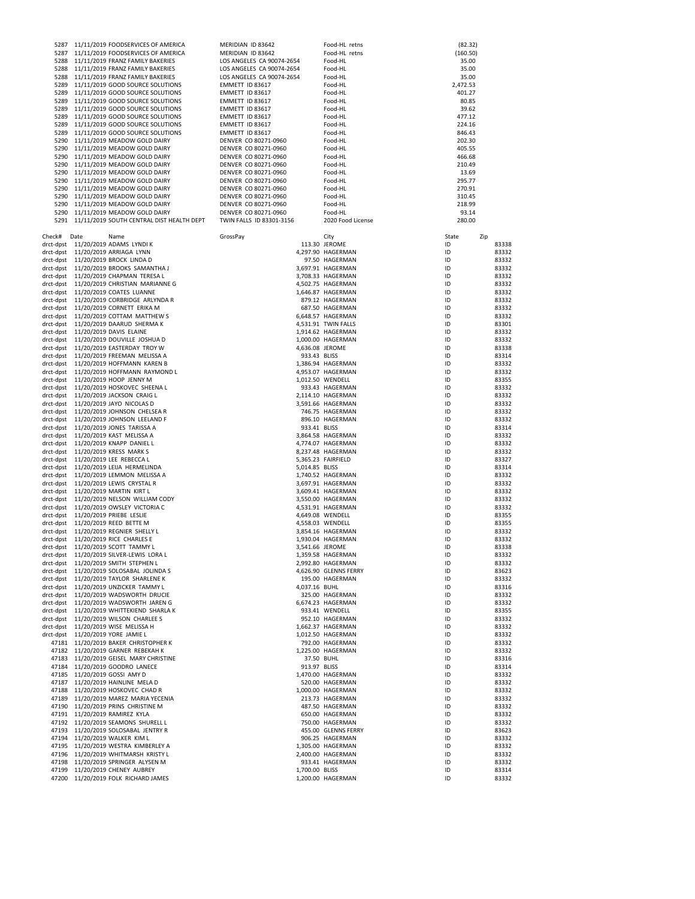| | | | | | | |
|---|---|---|---|---|---|---|
| 5287 | 11/11/2019 | FOODSERVICES OF AMERICA | MERIDIAN ID 83642 | Food-HL retns | (82.32) | |
| 5287 | 11/11/2019 | FOODSERVICES OF AMERICA | MERIDIAN ID 83642 | Food-HL retns | (160.50) | |
| 5288 | 11/11/2019 | FRANZ FAMILY BAKERIES | LOS ANGELES CA 90074-2654 | Food-HL | 35.00 | |
| 5288 | 11/11/2019 | FRANZ FAMILY BAKERIES | LOS ANGELES CA 90074-2654 | Food-HL | 35.00 | |
| 5288 | 11/11/2019 | FRANZ FAMILY BAKERIES | LOS ANGELES CA 90074-2654 | Food-HL | 35.00 | |
| 5289 | 11/11/2019 | GOOD SOURCE SOLUTIONS | EMMETT ID 83617 | Food-HL | 2,472.53 | |
| 5289 | 11/11/2019 | GOOD SOURCE SOLUTIONS | EMMETT ID 83617 | Food-HL | 401.27 | |
| 5289 | 11/11/2019 | GOOD SOURCE SOLUTIONS | EMMETT ID 83617 | Food-HL | 80.85 | |
| 5289 | 11/11/2019 | GOOD SOURCE SOLUTIONS | EMMETT ID 83617 | Food-HL | 39.62 | |
| 5289 | 11/11/2019 | GOOD SOURCE SOLUTIONS | EMMETT ID 83617 | Food-HL | 477.12 | |
| 5289 | 11/11/2019 | GOOD SOURCE SOLUTIONS | EMMETT ID 83617 | Food-HL | 224.16 | |
| 5289 | 11/11/2019 | GOOD SOURCE SOLUTIONS | EMMETT ID 83617 | Food-HL | 846.43 | |
| 5290 | 11/11/2019 | MEADOW GOLD DAIRY | DENVER CO 80271-0960 | Food-HL | 202.30 | |
| 5290 | 11/11/2019 | MEADOW GOLD DAIRY | DENVER CO 80271-0960 | Food-HL | 405.55 | |
| 5290 | 11/11/2019 | MEADOW GOLD DAIRY | DENVER CO 80271-0960 | Food-HL | 466.68 | |
| 5290 | 11/11/2019 | MEADOW GOLD DAIRY | DENVER CO 80271-0960 | Food-HL | 210.49 | |
| 5290 | 11/11/2019 | MEADOW GOLD DAIRY | DENVER CO 80271-0960 | Food-HL | 13.69 | |
| 5290 | 11/11/2019 | MEADOW GOLD DAIRY | DENVER CO 80271-0960 | Food-HL | 295.77 | |
| 5290 | 11/11/2019 | MEADOW GOLD DAIRY | DENVER CO 80271-0960 | Food-HL | 270.91 | |
| 5290 | 11/11/2019 | MEADOW GOLD DAIRY | DENVER CO 80271-0960 | Food-HL | 310.45 | |
| 5290 | 11/11/2019 | MEADOW GOLD DAIRY | DENVER CO 80271-0960 | Food-HL | 218.99 | |
| 5290 | 11/11/2019 | MEADOW GOLD DAIRY | DENVER CO 80271-0960 | Food-HL | 93.14 | |
| 5291 | 11/11/2019 | SOUTH CENTRAL DIST HEALTH DEPT | TWIN FALLS ID 83301-3156 | 2020 Food License | 280.00 | |

| Check# | Date | Name | GrossPay | City | State | Zip |
|---|---|---|---|---|---|---|
| drct-dpst | 11/20/2019 | ADAMS LYNDI K | 113.30 | JEROME | ID | 83338 |
| drct-dpst | 11/20/2019 | ARRIAGA LYNN | 4,297.90 | HAGERMAN | ID | 83332 |
| drct-dpst | 11/20/2019 | BROCK LINDA D | 97.50 | HAGERMAN | ID | 83332 |
| drct-dpst | 11/20/2019 | BROOKS SAMANTHA J | 3,697.91 | HAGERMAN | ID | 83332 |
| drct-dpst | 11/20/2019 | CHAPMAN TERESA L | 3,708.33 | HAGERMAN | ID | 83332 |
| drct-dpst | 11/20/2019 | CHRISTIAN MARIANNE G | 4,502.75 | HAGERMAN | ID | 83332 |
| drct-dpst | 11/20/2019 | COATES LUANNE | 1,646.87 | HAGERMAN | ID | 83332 |
| drct-dpst | 11/20/2019 | CORBRIDGE ARLYNDA R | 879.12 | HAGERMAN | ID | 83332 |
| drct-dpst | 11/20/2019 | CORNETT ERIKA M | 687.50 | HAGERMAN | ID | 83332 |
| drct-dpst | 11/20/2019 | COTTAM MATTHEW S | 6,648.57 | HAGERMAN | ID | 83332 |
| drct-dpst | 11/20/2019 | DAARUD SHERMA K | 4,531.91 | TWIN FALLS | ID | 83301 |
| drct-dpst | 11/20/2019 | DAVIS ELAINE | 1,914.62 | HAGERMAN | ID | 83332 |
| drct-dpst | 11/20/2019 | DOUVILLE JOSHUA D | 1,000.00 | HAGERMAN | ID | 83332 |
| drct-dpst | 11/20/2019 | EASTERDAY TROY W | 4,636.08 | JEROME | ID | 83338 |
| drct-dpst | 11/20/2019 | FREEMAN MELISSA A | 933.43 | BLISS | ID | 83314 |
| drct-dpst | 11/20/2019 | HOFFMANN KAREN B | 1,386.94 | HAGERMAN | ID | 83332 |
| drct-dpst | 11/20/2019 | HOFFMANN RAYMOND L | 4,953.07 | HAGERMAN | ID | 83332 |
| drct-dpst | 11/20/2019 | HOOP JENNY M | 1,012.50 | WENDELL | ID | 83355 |
| drct-dpst | 11/20/2019 | HOSKOVEC SHEENA L | 933.43 | HAGERMAN | ID | 83332 |
| drct-dpst | 11/20/2019 | JACKSON CRAIG L | 2,114.10 | HAGERMAN | ID | 83332 |
| drct-dpst | 11/20/2019 | JAYO NICOLAS D | 3,591.66 | HAGERMAN | ID | 83332 |
| drct-dpst | 11/20/2019 | JOHNSON CHELSEA R | 746.75 | HAGERMAN | ID | 83332 |
| drct-dpst | 11/20/2019 | JOHNSON LEELAND F | 896.10 | HAGERMAN | ID | 83332 |
| drct-dpst | 11/20/2019 | JONES TARISSA A | 933.41 | BLISS | ID | 83314 |
| drct-dpst | 11/20/2019 | KAST MELISSA A | 3,864.58 | HAGERMAN | ID | 83332 |
| drct-dpst | 11/20/2019 | KNAPP DANIEL L | 4,774.07 | HAGERMAN | ID | 83332 |
| drct-dpst | 11/20/2019 | KRESS MARK S | 8,237.48 | HAGERMAN | ID | 83332 |
| drct-dpst | 11/20/2019 | LEE REBECCA L | 5,365.23 | FAIRFIELD | ID | 83327 |
| drct-dpst | 11/20/2019 | LEIJA HERMELINDA | 5,014.85 | BLISS | ID | 83314 |
| drct-dpst | 11/20/2019 | LEMMON MELISSA A | 1,740.52 | HAGERMAN | ID | 83332 |
| drct-dpst | 11/20/2019 | LEWIS CRYSTAL R | 3,697.91 | HAGERMAN | ID | 83332 |
| drct-dpst | 11/20/2019 | MARTIN KIRT L | 3,609.41 | HAGERMAN | ID | 83332 |
| drct-dpst | 11/20/2019 | NELSON WILLIAM CODY | 3,550.00 | HAGERMAN | ID | 83332 |
| drct-dpst | 11/20/2019 | OWSLEY VICTORIA C | 4,531.91 | HAGERMAN | ID | 83332 |
| drct-dpst | 11/20/2019 | PRIEBE LESLIE | 4,649.08 | WENDELL | ID | 83355 |
| drct-dpst | 11/20/2019 | REED BETTE M | 4,558.03 | WENDELL | ID | 83355 |
| drct-dpst | 11/20/2019 | REGNIER SHELLY L | 3,854.16 | HAGERMAN | ID | 83332 |
| drct-dpst | 11/20/2019 | RICE CHARLES E | 1,930.04 | HAGERMAN | ID | 83332 |
| drct-dpst | 11/20/2019 | SCOTT TAMMY L | 3,541.66 | JEROME | ID | 83338 |
| drct-dpst | 11/20/2019 | SILVER-LEWIS LORA L | 1,359.58 | HAGERMAN | ID | 83332 |
| drct-dpst | 11/20/2019 | SMITH STEPHEN L | 2,992.80 | HAGERMAN | ID | 83332 |
| drct-dpst | 11/20/2019 | SOLOSABAL JOLINDA S | 4,626.90 | GLENNS FERRY | ID | 83623 |
| drct-dpst | 11/20/2019 | TAYLOR SHARLENE K | 195.00 | HAGERMAN | ID | 83332 |
| drct-dpst | 11/20/2019 | UNZICKER TAMMY L | 4,037.16 | BUHL | ID | 83316 |
| drct-dpst | 11/20/2019 | WADSWORTH DRUCIE | 325.00 | HAGERMAN | ID | 83332 |
| drct-dpst | 11/20/2019 | WADSWORTH JAREN G | 6,674.23 | HAGERMAN | ID | 83332 |
| drct-dpst | 11/20/2019 | WHITTEKIEND SHARLA K | 933.41 | WENDELL | ID | 83355 |
| drct-dpst | 11/20/2019 | WILSON CHARLEE S | 952.10 | HAGERMAN | ID | 83332 |
| drct-dpst | 11/20/2019 | WISE MELISSA H | 1,662.37 | HAGERMAN | ID | 83332 |
| drct-dpst | 11/20/2019 | YORE JAMIE L | 1,012.50 | HAGERMAN | ID | 83332 |
| 47181 | 11/20/2019 | BAKER CHRISTOPHER K | 792.00 | HAGERMAN | ID | 83332 |
| 47182 | 11/20/2019 | GARNER REBEKAH K | 1,225.00 | HAGERMAN | ID | 83332 |
| 47183 | 11/20/2019 | GEISEL MARY CHRISTINE | 37.50 | BUHL | ID | 83316 |
| 47184 | 11/20/2019 | GOODRO LANECE | 913.97 | BLISS | ID | 83314 |
| 47185 | 11/20/2019 | GOSSI AMY D | 1,470.00 | HAGERMAN | ID | 83332 |
| 47187 | 11/20/2019 | HAINLINE MELA D | 520.00 | HAGERMAN | ID | 83332 |
| 47188 | 11/20/2019 | HOSKOVEC CHAD R | 1,000.00 | HAGERMAN | ID | 83332 |
| 47189 | 11/20/2019 | MAREZ MARIA YECENIA | 213.73 | HAGERMAN | ID | 83332 |
| 47190 | 11/20/2019 | PRINS CHRISTINE M | 487.50 | HAGERMAN | ID | 83332 |
| 47191 | 11/20/2019 | RAMIREZ KYLA | 650.00 | HAGERMAN | ID | 83332 |
| 47192 | 11/20/2019 | SEAMONS SHURELL L | 750.00 | HAGERMAN | ID | 83332 |
| 47193 | 11/20/2019 | SOLOSABAL JENTRY R | 455.00 | GLENNS FERRY | ID | 83623 |
| 47194 | 11/20/2019 | WALKER KIM L | 906.25 | HAGERMAN | ID | 83332 |
| 47195 | 11/20/2019 | WESTRA KIMBERLEY A | 1,305.00 | HAGERMAN | ID | 83332 |
| 47196 | 11/20/2019 | WHITMARSH KRISTY L | 2,400.00 | HAGERMAN | ID | 83332 |
| 47198 | 11/20/2019 | SPRINGER ALYSEN M | 933.41 | HAGERMAN | ID | 83332 |
| 47199 | 11/20/2019 | CHENEY AUBREY | 1,700.00 | BLISS | ID | 83314 |
| 47200 | 11/20/2019 | FOLK RICHARD JAMES | 1,200.00 | HAGERMAN | ID | 83332 |